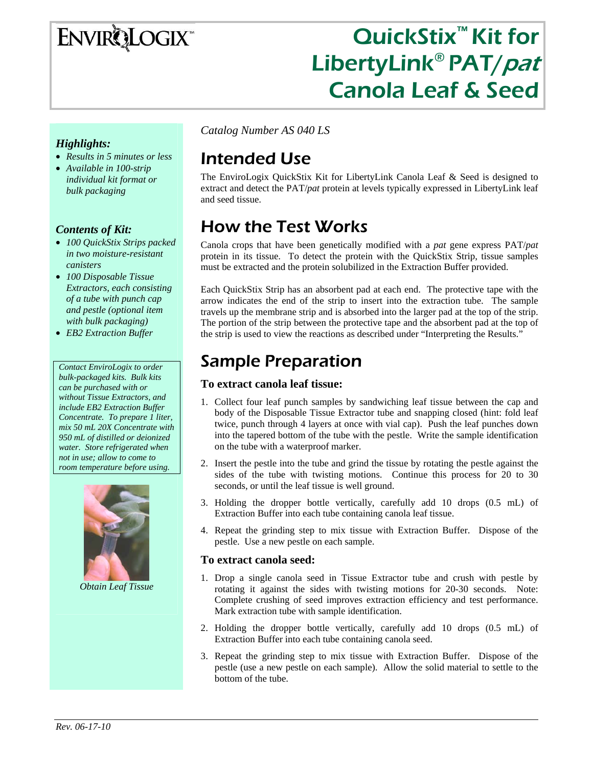# QuickStix™ Kit for LibertyLink® PAT/*pat* Canola Leaf & Seed

*Catalog Number AS 040 LS*

## Intended Use

The EnviroLogix QuickStix Kit for LibertyLink Canola Leaf & Seed is designed to extract and detect the PAT/*pat* protein at levels typically expressed in LibertyLink leaf and seed tissue.

## How the Test Works

Canola crops that have been genetically modified with a *pat* gene express PAT/*pat* protein in its tissue. To detect the protein with the QuickStix Strip, tissue samples must be extracted and the protein solubilized in the Extraction Buffer provided.

Each QuickStix Strip has an absorbent pad at each end. The protective tape with the arrow indicates the end of the strip to insert into the extraction tube. The sample travels up the membrane strip and is absorbed into the larger pad at the top of the strip. The portion of the strip between the protective tape and the absorbent pad at the top of the strip is used to view the reactions as described under "Interpreting the Results."

## Sample Preparation

### To extract canola leaf tissue:

1. Collect four leaf punch samples by sandwiching leaf tissue between the cap and body of the Disposable Tissue Extractor tube and snapping closed (hint: fold leaf twice, punch through 4 layers at once with vial cap). Push the leaf punches down into the tapered bottom of the tube with the pestle. Write the sample identification on the tube with a waterproof marker.
2. Insert the pestle into the tube and grind the tissue by rotating the pestle against the sides of the tube with twisting motions. Continue this process for 20 to 30 seconds, or until the leaf tissue is well ground.
3. Holding the dropper bottle vertically, carefully add 10 drops (0.5 mL) of Extraction Buffer into each tube containing canola leaf tissue.
4. Repeat the grinding step to mix tissue with Extraction Buffer. Dispose of the pestle. Use a new pestle on each sample.

### To extract canola seed:

1. Drop a single canola seed in Tissue Extractor tube and crush with pestle by rotating it against the sides with twisting motions for 20-30 seconds. Note: Complete crushing of seed improves extraction efficiency and test performance. Mark extraction tube with sample identification.
2. Holding the dropper bottle vertically, carefully add 10 drops (0.5 mL) of Extraction Buffer into each tube containing canola seed.
3. Repeat the grinding step to mix tissue with Extraction Buffer. Dispose of the pestle (use a new pestle on each sample). Allow the solid material to settle to the bottom of the tube.

### *Highlights:*

- *Results in 5 minutes or less*
- *Available in 100-strip individual kit format or bulk packaging*

### *Contents of Kit:*

- *100 QuickStix Strips packed in two moisture-resistant canisters*
- *100 Disposable Tissue Extractors, each consisting of a tube with punch cap and pestle (optional item with bulk packaging)*
- *EB2 Extraction Buffer*

*Contact EnviroLogix to order bulk-packaged kits. Bulk kits can be purchased with or without Tissue Extractors, and include EB2 Extraction Buffer Concentrate. To prepare 1 liter, mix 50 mL 20X Concentrate with 950 mL of distilled or deionized water. Store refrigerated when not in use; allow to come to room temperature before using.*

*Obtain Leaf Tissue*

*Rev. 06-17-10*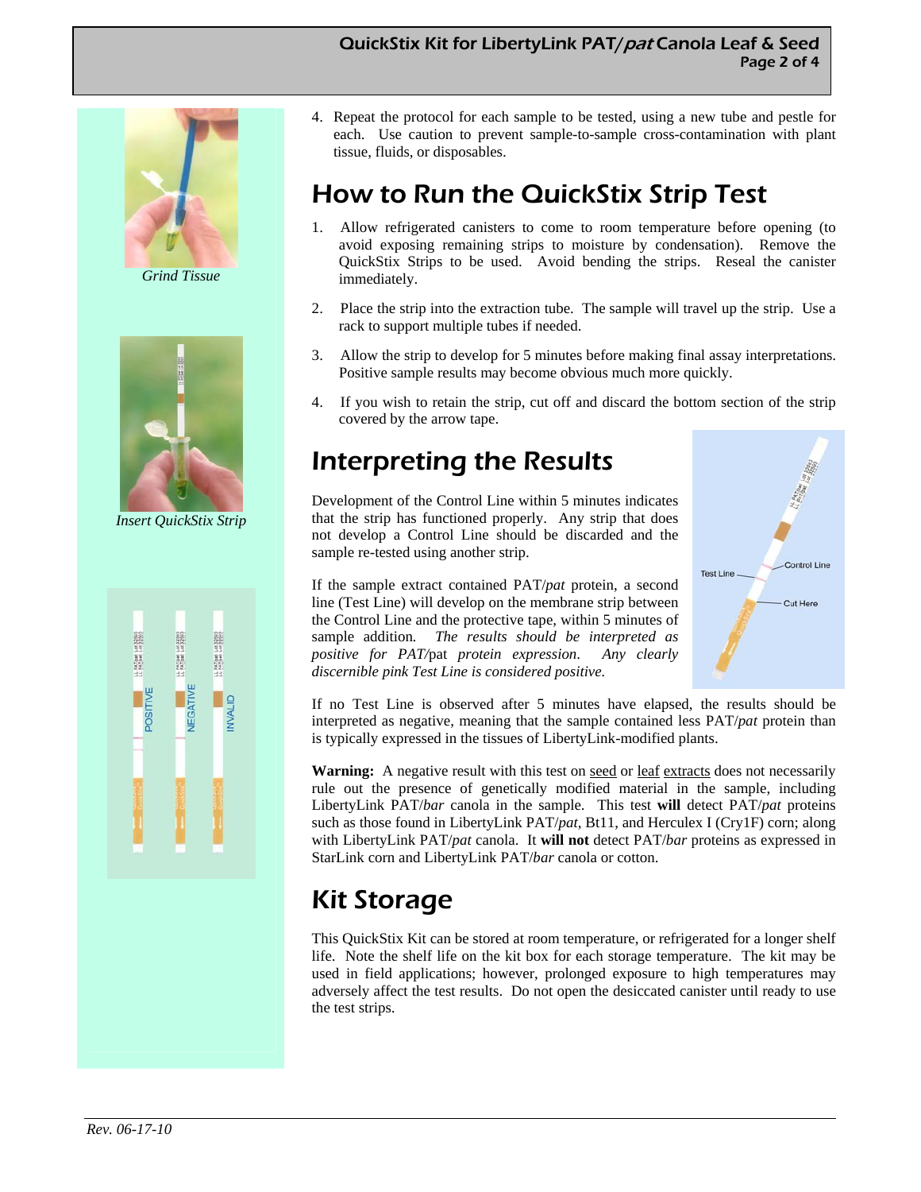4. Repeat the protocol for each sample to be tested, using a new tube and pestle for each. Use caution to prevent sample-to-sample cross-contamination with plant tissue, fluids, or disposables.

*Grind Tissue*

# How to Run the QuickStix Strip Test

1. Allow refrigerated canisters to come to room temperature before opening (to avoid exposing remaining strips to moisture by condensation). Remove the QuickStix Strips to be used. Avoid bending the strips. Reseal the canister immediately.

2. Place the strip into the extraction tube. The sample will travel up the strip. Use a rack to support multiple tubes if needed.

3. Allow the strip to develop for 5 minutes before making final assay interpretations. Positive sample results may become obvious much more quickly.

4. If you wish to retain the strip, cut off and discard the bottom section of the strip covered by the arrow tape.

*Insert QuickStix Strip*

# Interpreting the Results

Development of the Control Line within 5 minutes indicates that the strip has functioned properly. Any strip that does not develop a Control Line should be discarded and the sample re-tested using another strip.

If the sample extract contained PAT/*pat* protein, a second line (Test Line) will develop on the membrane strip between the Control Line and the protective tape, within 5 minutes of sample addition. *The results should be interpreted as positive for PAT/*pat* protein expression. Any clearly discernible pink Test Line is considered positive.*

Test Line

Control Line

Cut Here

POSITIVE

NEGATIVE

INVALID

If no Test Line is observed after 5 minutes have elapsed, the results should be interpreted as negative, meaning that the sample contained less PAT/*pat* protein than is typically expressed in the tissues of LibertyLink-modified plants.

**Warning:** A negative result with this test on seed or leaf extracts does not necessarily rule out the presence of genetically modified material in the sample, including LibertyLink PAT/*bar* canola in the sample. This test **will** detect PAT/*pat* proteins such as those found in LibertyLink PAT/*pat*, Bt11, and Herculex I (Cry1F) corn; along with LibertyLink PAT/*pat* canola. It **will not** detect PAT/*bar* proteins as expressed in StarLink corn and LibertyLink PAT/*bar* canola or cotton.

# Kit Storage

This QuickStix Kit can be stored at room temperature, or refrigerated for a longer shelf life. Note the shelf life on the kit box for each storage temperature. The kit may be used in field applications; however, prolonged exposure to high temperatures may adversely affect the test results. Do not open the desiccated canister until ready to use the test strips.

*Rev. 06-17-10*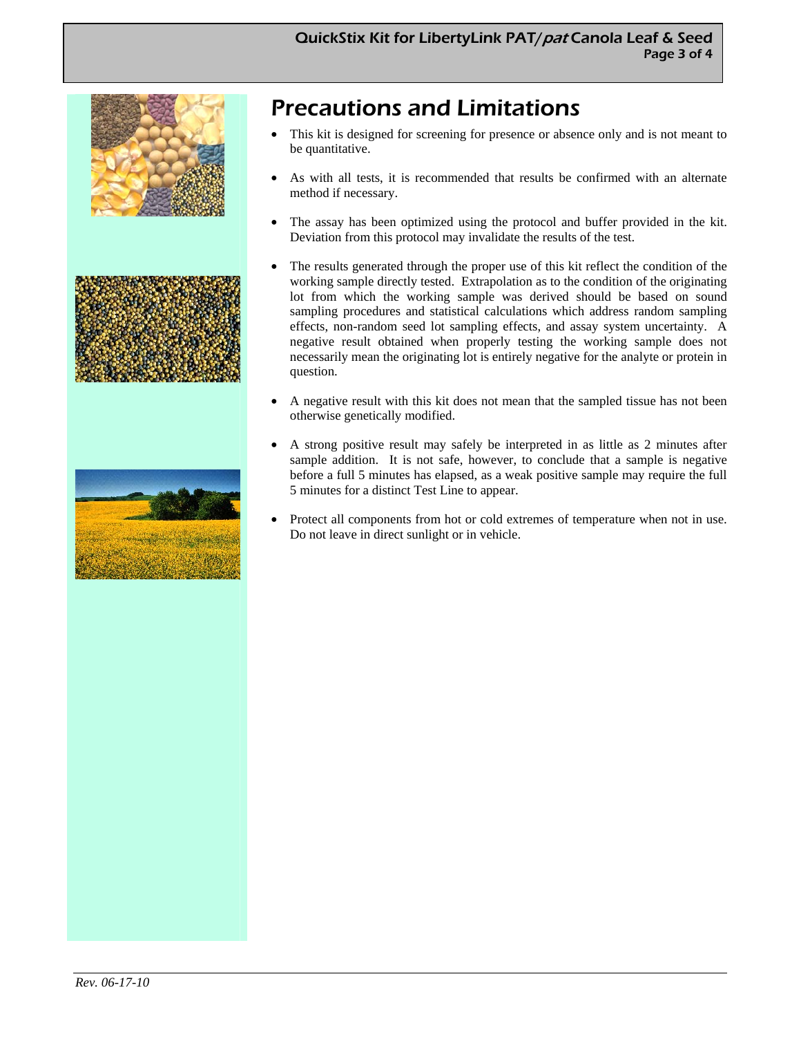# Precautions and Limitations

- This kit is designed for screening for presence or absence only and is not meant to be quantitative.
- As with all tests, it is recommended that results be confirmed with an alternate method if necessary.
- The assay has been optimized using the protocol and buffer provided in the kit. Deviation from this protocol may invalidate the results of the test.
- The results generated through the proper use of this kit reflect the condition of the working sample directly tested. Extrapolation as to the condition of the originating lot from which the working sample was derived should be based on sound sampling procedures and statistical calculations which address random sampling effects, non-random seed lot sampling effects, and assay system uncertainty. A negative result obtained when properly testing the working sample does not necessarily mean the originating lot is entirely negative for the analyte or protein in question.
- A negative result with this kit does not mean that the sampled tissue has not been otherwise genetically modified.
- A strong positive result may safely be interpreted in as little as 2 minutes after sample addition. It is not safe, however, to conclude that a sample is negative before a full 5 minutes has elapsed, as a weak positive sample may require the full 5 minutes for a distinct Test Line to appear.
- Protect all components from hot or cold extremes of temperature when not in use. Do not leave in direct sunlight or in vehicle.

*Rev. 06-17-10*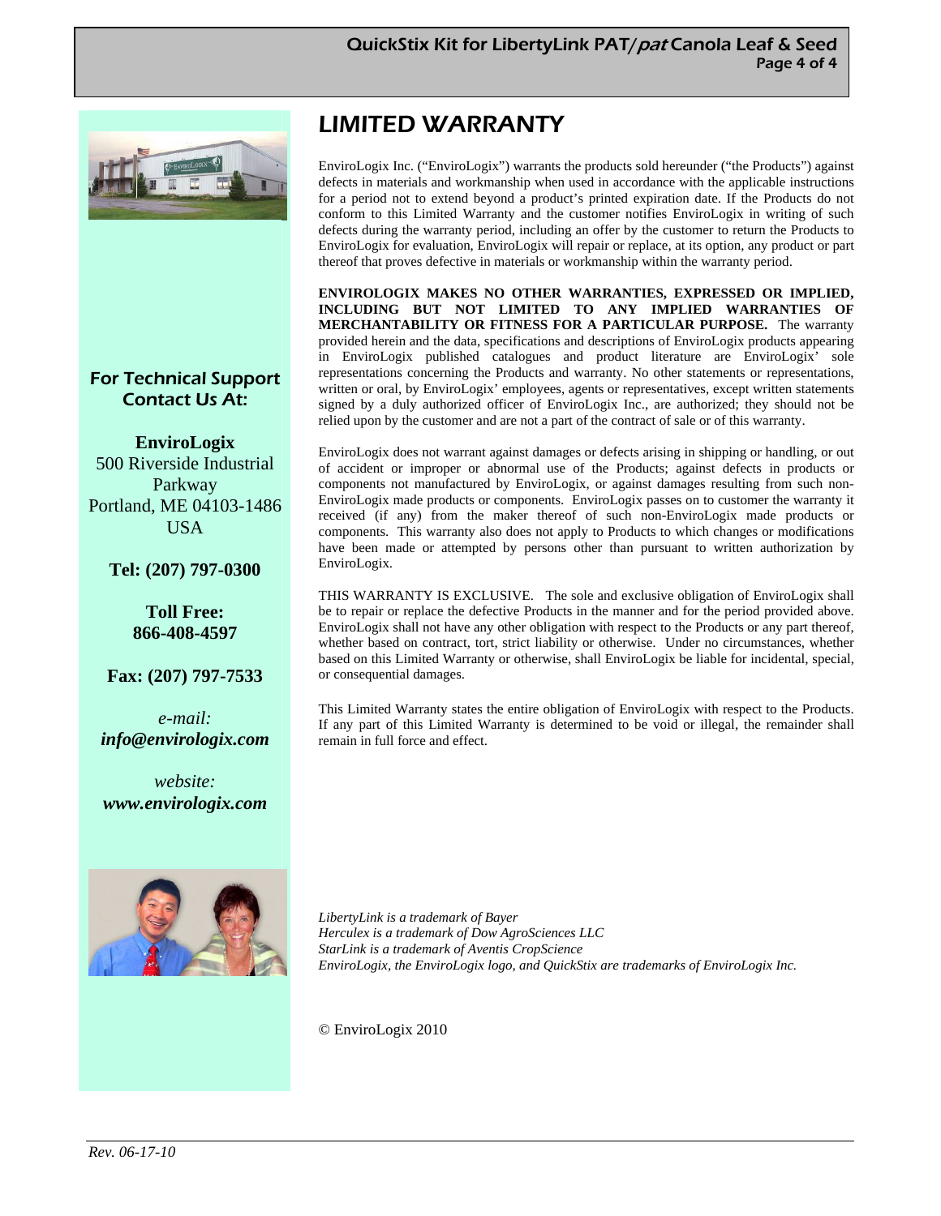## For Technical Support Contact Us At:

**EnviroLogix**
500 Riverside Industrial Parkway
Portland, ME 04103-1486
USA

**Tel: (207) 797-0300**

**Toll Free:
866-408-4597**

**Fax: (207) 797-7533**

*e-mail:*
***info@envirologix.com***

*website:*
***www.envirologix.com***

# LIMITED WARRANTY

EnviroLogix Inc. ("EnviroLogix") warrants the products sold hereunder ("the Products") against defects in materials and workmanship when used in accordance with the applicable instructions for a period not to extend beyond a product's printed expiration date. If the Products do not conform to this Limited Warranty and the customer notifies EnviroLogix in writing of such defects during the warranty period, including an offer by the customer to return the Products to EnviroLogix for evaluation, EnviroLogix will repair or replace, at its option, any product or part thereof that proves defective in materials or workmanship within the warranty period.

**ENVIROLOGIX MAKES NO OTHER WARRANTIES, EXPRESSED OR IMPLIED, INCLUDING BUT NOT LIMITED TO ANY IMPLIED WARRANTIES OF MERCHANTABILITY OR FITNESS FOR A PARTICULAR PURPOSE.** The warranty provided herein and the data, specifications and descriptions of EnviroLogix products appearing in EnviroLogix published catalogues and product literature are EnviroLogix' sole representations concerning the Products and warranty. No other statements or representations, written or oral, by EnviroLogix' employees, agents or representatives, except written statements signed by a duly authorized officer of EnviroLogix Inc., are authorized; they should not be relied upon by the customer and are not a part of the contract of sale or of this warranty.

EnviroLogix does not warrant against damages or defects arising in shipping or handling, or out of accident or improper or abnormal use of the Products; against defects in products or components not manufactured by EnviroLogix, or against damages resulting from such non-EnviroLogix made products or components. EnviroLogix passes on to customer the warranty it received (if any) from the maker thereof of such non-EnviroLogix made products or components. This warranty also does not apply to Products to which changes or modifications have been made or attempted by persons other than pursuant to written authorization by EnviroLogix.

THIS WARRANTY IS EXCLUSIVE. The sole and exclusive obligation of EnviroLogix shall be to repair or replace the defective Products in the manner and for the period provided above. EnviroLogix shall not have any other obligation with respect to the Products or any part thereof, whether based on contract, tort, strict liability or otherwise. Under no circumstances, whether based on this Limited Warranty or otherwise, shall EnviroLogix be liable for incidental, special, or consequential damages.

This Limited Warranty states the entire obligation of EnviroLogix with respect to the Products. If any part of this Limited Warranty is determined to be void or illegal, the remainder shall remain in full force and effect.

*LibertyLink is a trademark of Bayer*
*Herculex is a trademark of Dow AgroSciences LLC*
*StarLink is a trademark of Aventis CropScience*
*EnviroLogix, the EnviroLogix logo, and QuickStix are trademarks of EnviroLogix Inc.*

© EnviroLogix 2010

*Rev. 06-17-10*